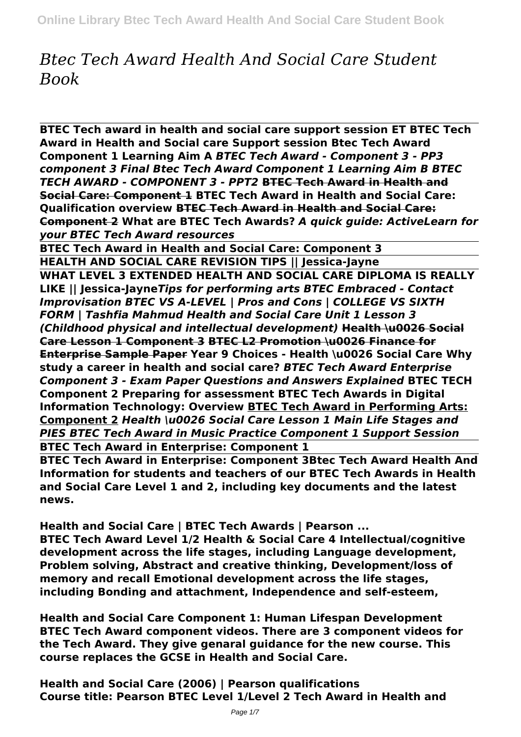# *Btec Tech Award Health And Social Care Student Book*

**BTEC Tech award in health and social care support session ET BTEC Tech Award in Health and Social care Support session Btec Tech Award Component 1 Learning Aim A** ***BTEC Tech Award - Component 3 - PP3 component 3 Final Btec Tech Award Component 1 Learning Aim B BTEC TECH AWARD - COMPONENT 3 - PPT2*** **BTEC Tech Award in Health and Social Care: Component 1 BTEC Tech Award in Health and Social Care: Qualification overview BTEC Tech Award in Health and Social Care: Component 2 What are BTEC Tech Awards?** ***A quick guide: ActiveLearn for your BTEC Tech Award resources***

**BTEC Tech Award in Health and Social Care: Component 3**

**HEALTH AND SOCIAL CARE REVISION TIPS || Jessica-Jayne**

**WHAT LEVEL 3 EXTENDED HEALTH AND SOCIAL CARE DIPLOMA IS REALLY LIKE || Jessica-Jayne*****Tips for performing arts BTEC Embraced - Contact Improvisation BTEC VS A-LEVEL | Pros and Cons | COLLEGE VS SIXTH FORM | Tashfia Mahmud Health and Social Care Unit 1 Lesson 3 (Childhood physical and intellectual development)*** **Health \u0026 Social Care Lesson 1 Component 3 BTEC L2 Promotion \u0026 Finance for Enterprise Sample Paper Year 9 Choices - Health \u0026 Social Care Why study a career in health and social care?** ***BTEC Tech Award Enterprise Component 3 - Exam Paper Questions and Answers Explained*** **BTEC TECH Component 2 Preparing for assessment BTEC Tech Awards in Digital Information Technology: Overview BTEC Tech Award in Performing Arts: Component 2** ***Health \u0026 Social Care Lesson 1 Main Life Stages and PIES BTEC Tech Award in Music Practice Component 1 Support Session***

**BTEC Tech Award in Enterprise: Component 1**

**BTEC Tech Award in Enterprise: Component 3Btec Tech Award Health And Information for students and teachers of our BTEC Tech Awards in Health and Social Care Level 1 and 2, including key documents and the latest news.**

**Health and Social Care | BTEC Tech Awards | Pearson ...**

**BTEC Tech Award Level 1/2 Health & Social Care 4 Intellectual/cognitive development across the life stages, including Language development, Problem solving, Abstract and creative thinking, Development/loss of memory and recall Emotional development across the life stages, including Bonding and attachment, Independence and self-esteem,**

**Health and Social Care Component 1: Human Lifespan Development**

**BTEC Tech Award component videos. There are 3 component videos for the Tech Award. They give genaral guidance for the new course. This course replaces the GCSE in Health and Social Care.**

**Health and Social Care (2006) | Pearson qualifications**

**Course title: Pearson BTEC Level 1/Level 2 Tech Award in Health and**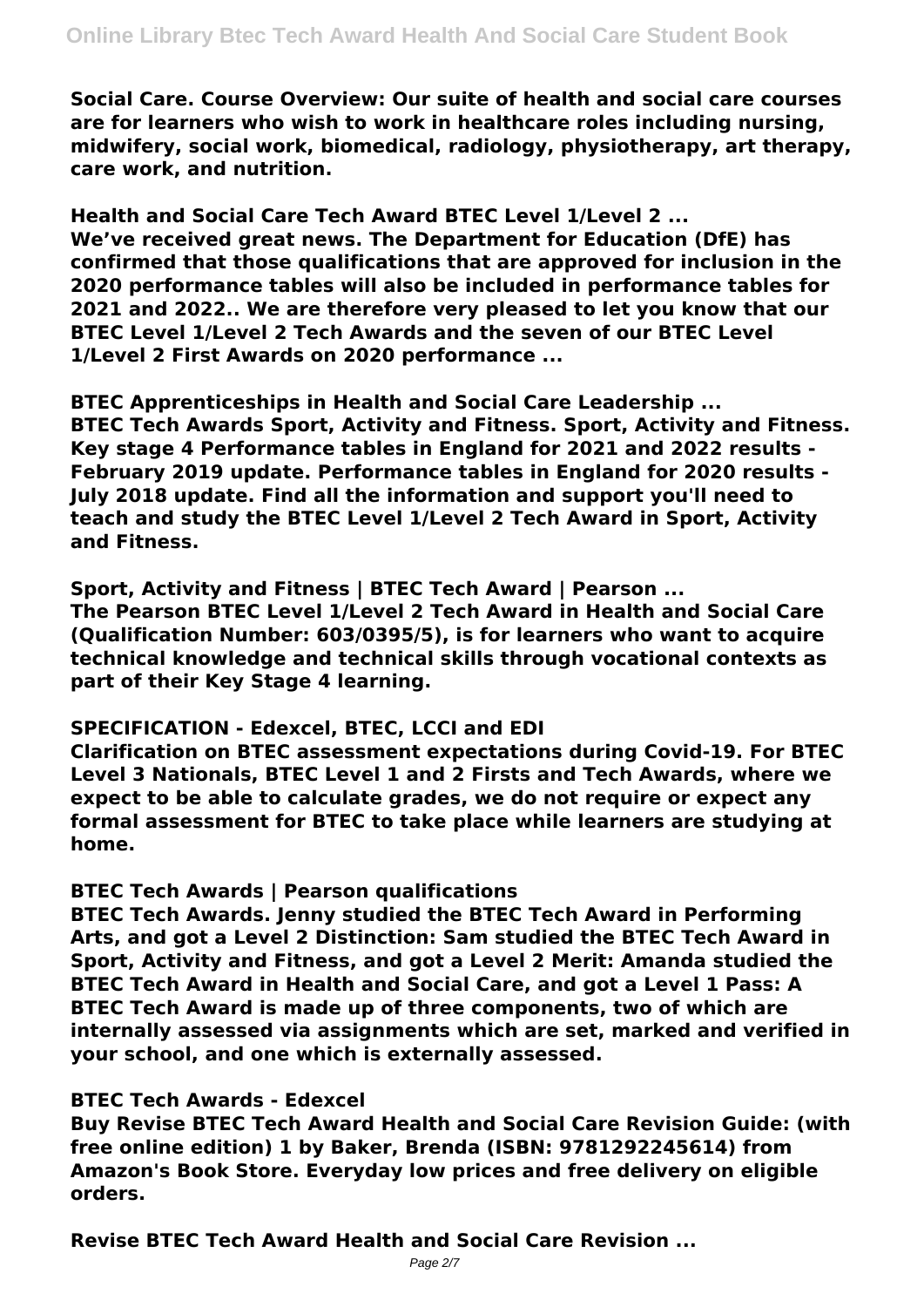Social Care. Course Overview: Our suite of health and social care courses are for learners who wish to work in healthcare roles including nursing, midwifery, social work, biomedical, radiology, physiotherapy, art therapy, care work, and nutrition.

**Health and Social Care Tech Award BTEC Level 1/Level 2 ...**

We've received great news. The Department for Education (DfE) has confirmed that those qualifications that are approved for inclusion in the 2020 performance tables will also be included in performance tables for 2021 and 2022.. We are therefore very pleased to let you know that our BTEC Level 1/Level 2 Tech Awards and the seven of our BTEC Level 1/Level 2 First Awards on 2020 performance ...

**BTEC Apprenticeships in Health and Social Care Leadership ...**

BTEC Tech Awards Sport, Activity and Fitness. Sport, Activity and Fitness. Key stage 4 Performance tables in England for 2021 and 2022 results - February 2019 update. Performance tables in England for 2020 results - July 2018 update. Find all the information and support you'll need to teach and study the BTEC Level 1/Level 2 Tech Award in Sport, Activity and Fitness.

**Sport, Activity and Fitness | BTEC Tech Award | Pearson ...**

The Pearson BTEC Level 1/Level 2 Tech Award in Health and Social Care (Qualification Number: 603/0395/5), is for learners who want to acquire technical knowledge and technical skills through vocational contexts as part of their Key Stage 4 learning.

**SPECIFICATION - Edexcel, BTEC, LCCI and EDI**

Clarification on BTEC assessment expectations during Covid-19. For BTEC Level 3 Nationals, BTEC Level 1 and 2 Firsts and Tech Awards, where we expect to be able to calculate grades, we do not require or expect any formal assessment for BTEC to take place while learners are studying at home.

**BTEC Tech Awards | Pearson qualifications**

BTEC Tech Awards. Jenny studied the BTEC Tech Award in Performing Arts, and got a Level 2 Distinction: Sam studied the BTEC Tech Award in Sport, Activity and Fitness, and got a Level 2 Merit: Amanda studied the BTEC Tech Award in Health and Social Care, and got a Level 1 Pass: A BTEC Tech Award is made up of three components, two of which are internally assessed via assignments which are set, marked and verified in your school, and one which is externally assessed.

**BTEC Tech Awards - Edexcel**

Buy Revise BTEC Tech Award Health and Social Care Revision Guide: (with free online edition) 1 by Baker, Brenda (ISBN: 9781292245614) from Amazon's Book Store. Everyday low prices and free delivery on eligible orders.

**Revise BTEC Tech Award Health and Social Care Revision ...**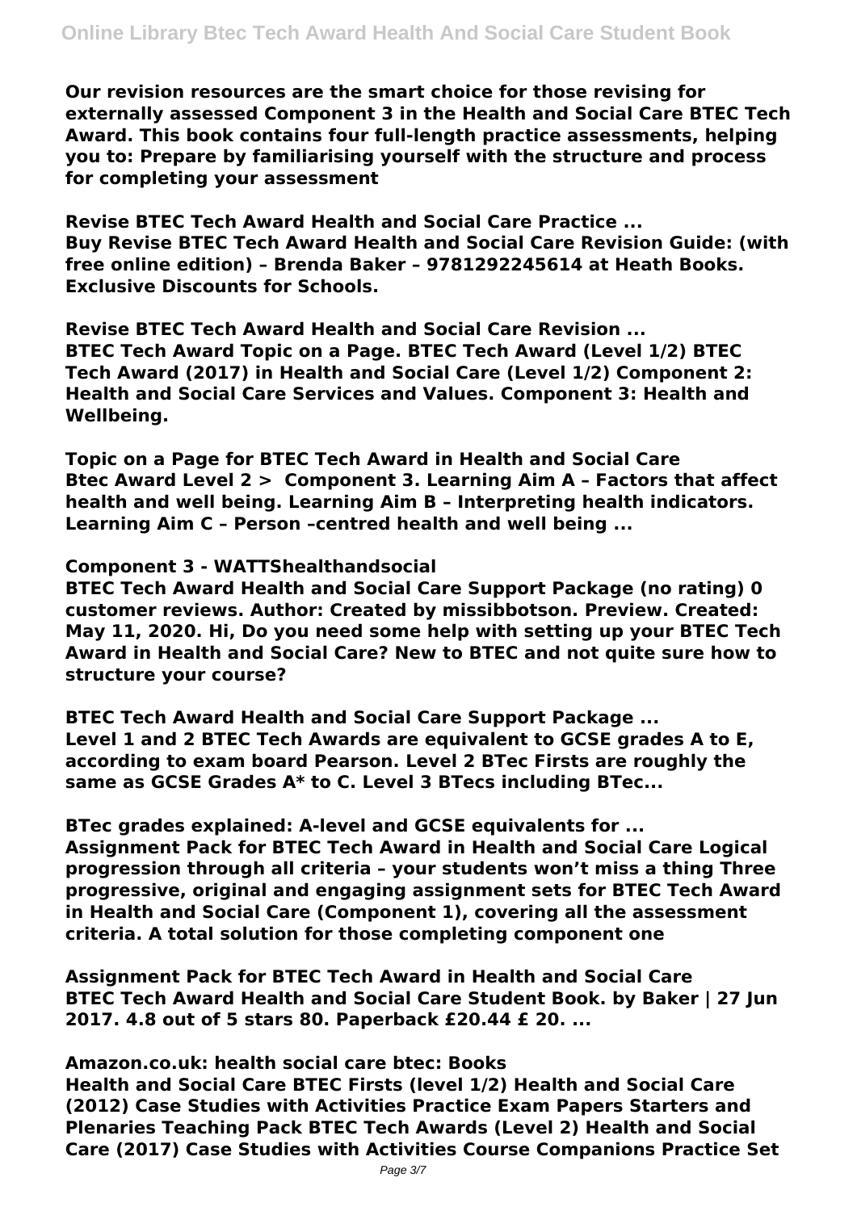**Our revision resources are the smart choice for those revising for externally assessed Component 3 in the Health and Social Care BTEC Tech Award. This book contains four full-length practice assessments, helping you to: Prepare by familiarising yourself with the structure and process for completing your assessment**

**Revise BTEC Tech Award Health and Social Care Practice ...**
**Buy Revise BTEC Tech Award Health and Social Care Revision Guide: (with free online edition) – Brenda Baker – 9781292245614 at Heath Books. Exclusive Discounts for Schools.**

**Revise BTEC Tech Award Health and Social Care Revision ...**
**BTEC Tech Award Topic on a Page. BTEC Tech Award (Level 1/2) BTEC Tech Award (2017) in Health and Social Care (Level 1/2) Component 2: Health and Social Care Services and Values. Component 3: Health and Wellbeing.**

**Topic on a Page for BTEC Tech Award in Health and Social Care**
**Btec Award Level 2 > Component 3. Learning Aim A – Factors that affect health and well being. Learning Aim B – Interpreting health indicators. Learning Aim C – Person –centred health and well being ...**

**Component 3 - WATTShealthandsocial**
**BTEC Tech Award Health and Social Care Support Package (no rating) 0 customer reviews. Author: Created by missibbotson. Preview. Created: May 11, 2020. Hi, Do you need some help with setting up your BTEC Tech Award in Health and Social Care? New to BTEC and not quite sure how to structure your course?**

**BTEC Tech Award Health and Social Care Support Package ...**
**Level 1 and 2 BTEC Tech Awards are equivalent to GCSE grades A to E, according to exam board Pearson. Level 2 BTec Firsts are roughly the same as GCSE Grades A* to C. Level 3 BTecs including BTec...**

**BTec grades explained: A-level and GCSE equivalents for ...**
**Assignment Pack for BTEC Tech Award in Health and Social Care Logical progression through all criteria – your students won't miss a thing Three progressive, original and engaging assignment sets for BTEC Tech Award in Health and Social Care (Component 1), covering all the assessment criteria. A total solution for those completing component one**

**Assignment Pack for BTEC Tech Award in Health and Social Care**
**BTEC Tech Award Health and Social Care Student Book. by Baker | 27 Jun 2017. 4.8 out of 5 stars 80. Paperback £20.44 £ 20. ...**

**Amazon.co.uk: health social care btec: Books**
**Health and Social Care BTEC Firsts (level 1/2) Health and Social Care (2012) Case Studies with Activities Practice Exam Papers Starters and Plenaries Teaching Pack BTEC Tech Awards (Level 2) Health and Social Care (2017) Case Studies with Activities Course Companions Practice Set**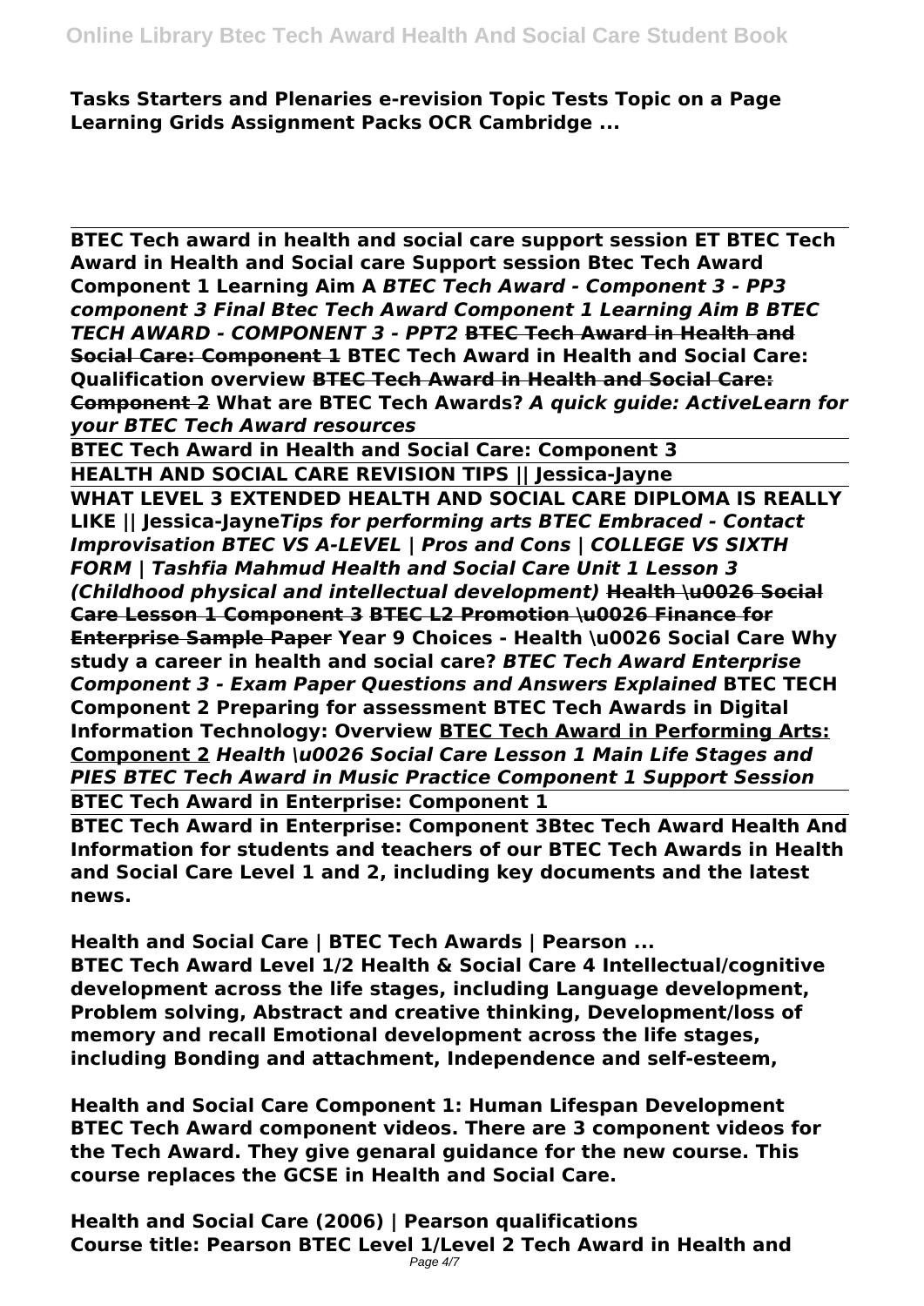**Tasks Starters and Plenaries e-revision Topic Tests Topic on a Page Learning Grids Assignment Packs OCR Cambridge ...**

---

**BTEC Tech award in health and social care support session ET BTEC Tech Award in Health and Social care Support session Btec Tech Award Component 1 Learning Aim A** ***BTEC Tech Award - Component 3 - PP3 component 3 Final*** **Btec Tech Award Component 1 Learning Aim B** ***BTEC TECH AWARD - COMPONENT 3 - PPT2*** **BTEC Tech Award in Health and Social Care: Component 1** **BTEC Tech Award in Health and Social Care: Qualification overview** **BTEC Tech Award in Health and Social Care: Component 2** **What are BTEC Tech Awards?** ***A quick guide: ActiveLearn for your BTEC Tech Award resources***

---

**BTEC Tech Award in Health and Social Care: Component 3**

---

**HEALTH AND SOCIAL CARE REVISION TIPS || Jessica-Jayne**

---

**WHAT LEVEL 3 EXTENDED HEALTH AND SOCIAL CARE DIPLOMA IS REALLY LIKE || Jessica-Jayne** ***Tips for performing arts BTEC Embraced - Contact Improvisation BTEC VS A-LEVEL | Pros and Cons | COLLEGE VS SIXTH FORM | Tashfia Mahmud Health and Social Care Unit 1 Lesson 3 (Childhood physical and intellectual development)*** **Health \u0026 Social Care Lesson 1 Component 3 BTEC L2 Promotion \u0026 Finance for Enterprise Sample Paper Year 9 Choices - Health \u0026 Social Care Why study a career in health and social care?** ***BTEC Tech Award Enterprise Component 3 - Exam Paper Questions and Answers Explained*** **BTEC TECH Component 2 Preparing for assessment BTEC Tech Awards in Digital Information Technology: Overview BTEC Tech Award in Performing Arts: Component 2** ***Health \u0026 Social Care Lesson 1 Main Life Stages and PIES BTEC Tech Award in Music Practice Component 1 Support Session***

---

**BTEC Tech Award in Enterprise: Component 1**

---

**BTEC Tech Award in Enterprise: Component 3Btec Tech Award Health And**
**Information for students and teachers of our BTEC Tech Awards in Health and Social Care Level 1 and 2, including key documents and the latest news.**

**Health and Social Care | BTEC Tech Awards | Pearson ...**
**BTEC Tech Award Level 1/2 Health & Social Care 4 Intellectual/cognitive development across the life stages, including Language development, Problem solving, Abstract and creative thinking, Development/loss of memory and recall Emotional development across the life stages, including Bonding and attachment, Independence and self-esteem,**

**Health and Social Care Component 1: Human Lifespan Development**
**BTEC Tech Award component videos. There are 3 component videos for the Tech Award. They give genaral guidance for the new course. This course replaces the GCSE in Health and Social Care.**

**Health and Social Care (2006) | Pearson qualifications**
**Course title: Pearson BTEC Level 1/Level 2 Tech Award in Health and**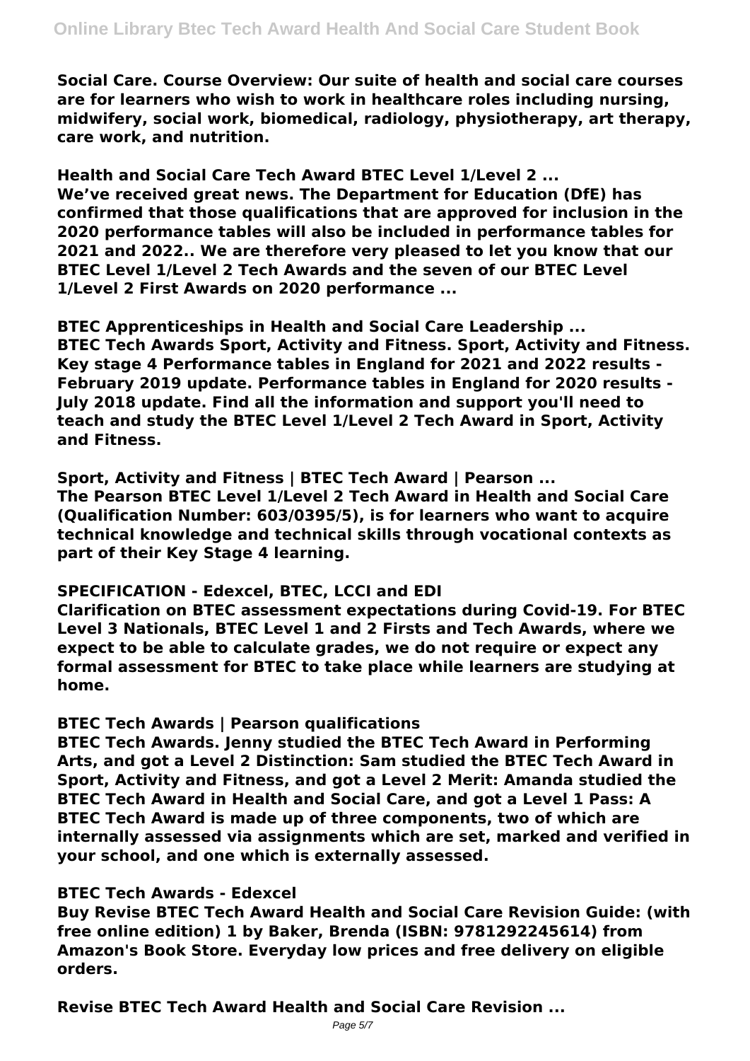**Social Care. Course Overview: Our suite of health and social care courses are for learners who wish to work in healthcare roles including nursing, midwifery, social work, biomedical, radiology, physiotherapy, art therapy, care work, and nutrition.**

**Health and Social Care Tech Award BTEC Level 1/Level 2 ...**
**We've received great news. The Department for Education (DfE) has confirmed that those qualifications that are approved for inclusion in the 2020 performance tables will also be included in performance tables for 2021 and 2022.. We are therefore very pleased to let you know that our BTEC Level 1/Level 2 Tech Awards and the seven of our BTEC Level 1/Level 2 First Awards on 2020 performance ...**

**BTEC Apprenticeships in Health and Social Care Leadership ...**
**BTEC Tech Awards Sport, Activity and Fitness. Sport, Activity and Fitness. Key stage 4 Performance tables in England for 2021 and 2022 results - February 2019 update. Performance tables in England for 2020 results - July 2018 update. Find all the information and support you'll need to teach and study the BTEC Level 1/Level 2 Tech Award in Sport, Activity and Fitness.**

**Sport, Activity and Fitness | BTEC Tech Award | Pearson ...**
**The Pearson BTEC Level 1/Level 2 Tech Award in Health and Social Care (Qualification Number: 603/0395/5), is for learners who want to acquire technical knowledge and technical skills through vocational contexts as part of their Key Stage 4 learning.**

**SPECIFICATION - Edexcel, BTEC, LCCI and EDI**
**Clarification on BTEC assessment expectations during Covid-19. For BTEC Level 3 Nationals, BTEC Level 1 and 2 Firsts and Tech Awards, where we expect to be able to calculate grades, we do not require or expect any formal assessment for BTEC to take place while learners are studying at home.**

**BTEC Tech Awards | Pearson qualifications**
**BTEC Tech Awards. Jenny studied the BTEC Tech Award in Performing Arts, and got a Level 2 Distinction: Sam studied the BTEC Tech Award in Sport, Activity and Fitness, and got a Level 2 Merit: Amanda studied the BTEC Tech Award in Health and Social Care, and got a Level 1 Pass: A BTEC Tech Award is made up of three components, two of which are internally assessed via assignments which are set, marked and verified in your school, and one which is externally assessed.**

**BTEC Tech Awards - Edexcel**
**Buy Revise BTEC Tech Award Health and Social Care Revision Guide: (with free online edition) 1 by Baker, Brenda (ISBN: 9781292245614) from Amazon's Book Store. Everyday low prices and free delivery on eligible orders.**

**Revise BTEC Tech Award Health and Social Care Revision ...**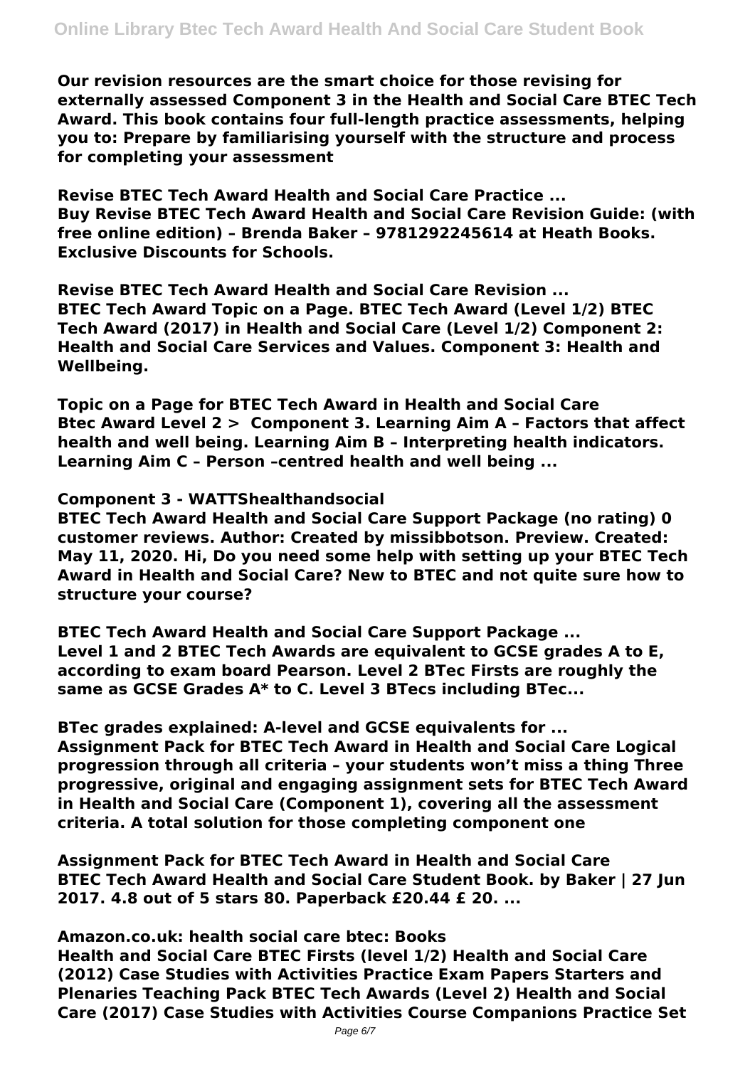**Our revision resources are the smart choice for those revising for externally assessed Component 3 in the Health and Social Care BTEC Tech Award. This book contains four full-length practice assessments, helping you to: Prepare by familiarising yourself with the structure and process for completing your assessment**

**Revise BTEC Tech Award Health and Social Care Practice ...**
**Buy Revise BTEC Tech Award Health and Social Care Revision Guide: (with free online edition) – Brenda Baker – 9781292245614 at Heath Books. Exclusive Discounts for Schools.**

**Revise BTEC Tech Award Health and Social Care Revision ...**
**BTEC Tech Award Topic on a Page. BTEC Tech Award (Level 1/2) BTEC Tech Award (2017) in Health and Social Care (Level 1/2) Component 2: Health and Social Care Services and Values. Component 3: Health and Wellbeing.**

**Topic on a Page for BTEC Tech Award in Health and Social Care**
**Btec Award Level 2 > Component 3. Learning Aim A – Factors that affect health and well being. Learning Aim B – Interpreting health indicators. Learning Aim C – Person –centred health and well being ...**

**Component 3 - WATTShealthandsocial**
**BTEC Tech Award Health and Social Care Support Package (no rating) 0 customer reviews. Author: Created by missibbotson. Preview. Created: May 11, 2020. Hi, Do you need some help with setting up your BTEC Tech Award in Health and Social Care? New to BTEC and not quite sure how to structure your course?**

**BTEC Tech Award Health and Social Care Support Package ...**
**Level 1 and 2 BTEC Tech Awards are equivalent to GCSE grades A to E, according to exam board Pearson. Level 2 BTec Firsts are roughly the same as GCSE Grades A* to C. Level 3 BTecs including BTec...**

**BTec grades explained: A-level and GCSE equivalents for ...**
**Assignment Pack for BTEC Tech Award in Health and Social Care Logical progression through all criteria – your students won't miss a thing Three progressive, original and engaging assignment sets for BTEC Tech Award in Health and Social Care (Component 1), covering all the assessment criteria. A total solution for those completing component one**

**Assignment Pack for BTEC Tech Award in Health and Social Care**
**BTEC Tech Award Health and Social Care Student Book. by Baker | 27 Jun 2017. 4.8 out of 5 stars 80. Paperback £20.44 £ 20. ...**

**Amazon.co.uk: health social care btec: Books**
**Health and Social Care BTEC Firsts (level 1/2) Health and Social Care (2012) Case Studies with Activities Practice Exam Papers Starters and Plenaries Teaching Pack BTEC Tech Awards (Level 2) Health and Social Care (2017) Case Studies with Activities Course Companions Practice Set**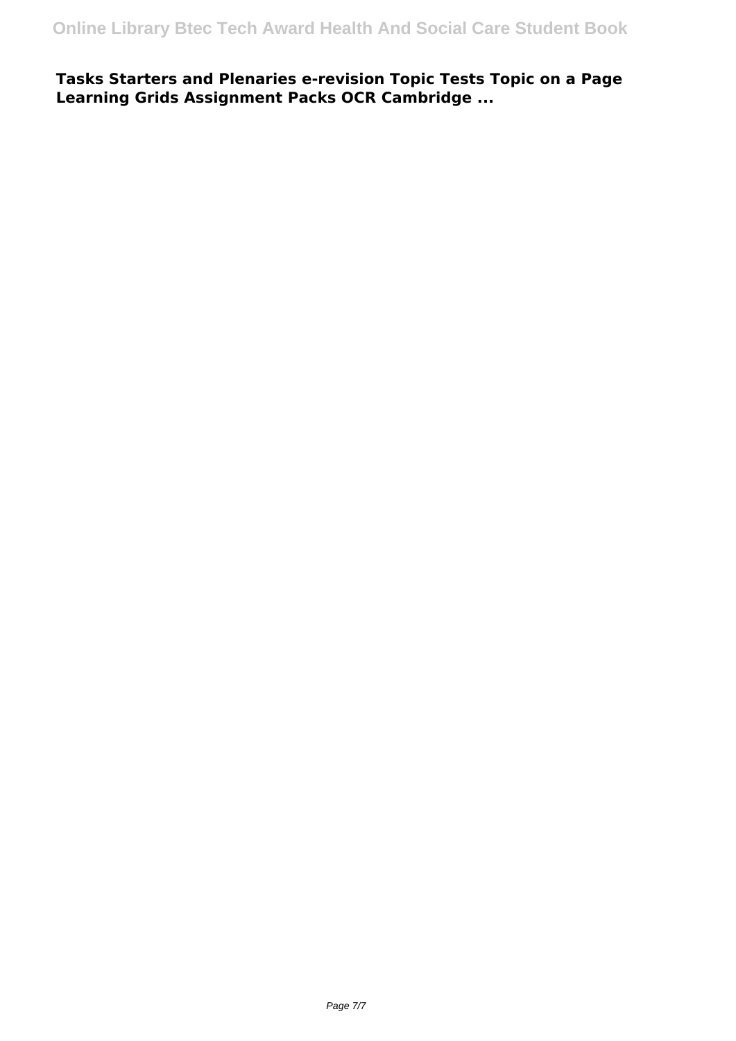**Tasks Starters and Plenaries e-revision Topic Tests Topic on a Page Learning Grids Assignment Packs OCR Cambridge ...**